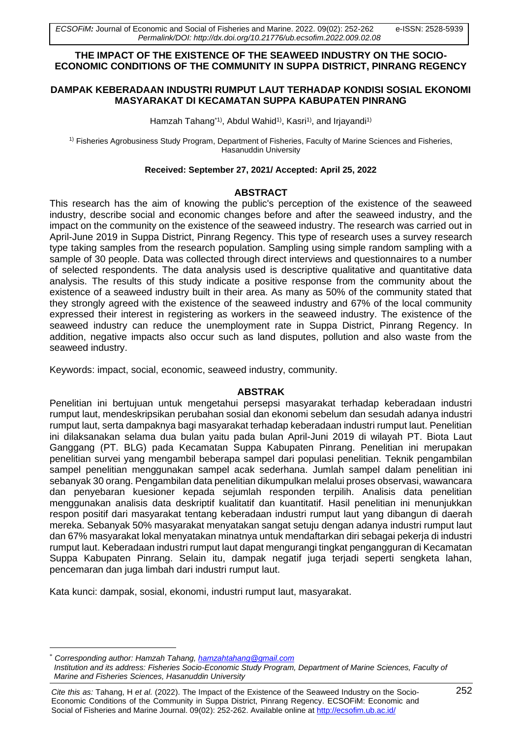# THE IMPACT OF THE EXISTENCE OF THE SEAWEED INDUSTRY ON THE SOCIO-ECONOMIC CONDITIONS OF THE COMMUNITY IN SUPPA DISTRICT, PINRANG REGENCY

# DAMPAK KEBERADAAN INDUSTRI RUMPUT LAUT TERHADAP KONDISI SOSIAL EKONOMI MASYARAKAT DI KECAMATAN SUPPA KABUPATEN PINRANG

Hamzah Tahang*[1], Abdul Wahid[1], Kasri[1], and Irjayandi[1]

[1] Fisheries Agrobusiness Study Program, Department of Fisheries, Faculty of Marine Sciences and Fisheries, Hasanuddin University

**Received: September 27, 2021/ Accepted: April 25, 2022**

## ABSTRACT

This research has the aim of knowing the public's perception of the existence of the seaweed industry, describe social and economic changes before and after the seaweed industry, and the impact on the community on the existence of the seaweed industry. The research was carried out in April-June 2019 in Suppa District, Pinrang Regency. This type of research uses a survey research type taking samples from the research population. Sampling using simple random sampling with a sample of 30 people. Data was collected through direct interviews and questionnaires to a number of selected respondents. The data analysis used is descriptive qualitative and quantitative data analysis. The results of this study indicate a positive response from the community about the existence of a seaweed industry built in their area. As many as 50% of the community stated that they strongly agreed with the existence of the seaweed industry and 67% of the local community expressed their interest in registering as workers in the seaweed industry. The existence of the seaweed industry can reduce the unemployment rate in Suppa District, Pinrang Regency. In addition, negative impacts also occur such as land disputes, pollution and also waste from the seaweed industry.

Keywords: impact, social, economic, seaweed industry, community.

## ABSTRAK

Penelitian ini bertujuan untuk mengetahui persepsi masyarakat terhadap keberadaan industri rumput laut, mendeskripsikan perubahan sosial dan ekonomi sebelum dan sesudah adanya industri rumput laut, serta dampaknya bagi masyarakat terhadap keberadaan industri rumput laut. Penelitian ini dilaksanakan selama dua bulan yaitu pada bulan April-Juni 2019 di wilayah PT. Biota Laut Ganggang (PT. BLG) pada Kecamatan Suppa Kabupaten Pinrang. Penelitian ini merupakan penelitian survei yang mengambil beberapa sampel dari populasi penelitian. Teknik pengambilan sampel penelitian menggunakan sampel acak sederhana. Jumlah sampel dalam penelitian ini sebanyak 30 orang. Pengambilan data penelitian dikumpulkan melalui proses observasi, wawancara dan penyebaran kuesioner kepada sejumlah responden terpilih. Analisis data penelitian menggunakan analisis data deskriptif kualitatif dan kuantitatif. Hasil penelitian ini menunjukkan respon positif dari masyarakat tentang keberadaan industri rumput laut yang dibangun di daerah mereka. Sebanyak 50% masyarakat menyatakan sangat setuju dengan adanya industri rumput laut dan 67% masyarakat lokal menyatakan minatnya untuk mendaftarkan diri sebagai pekerja di industri rumput laut. Keberadaan industri rumput laut dapat mengurangi tingkat pengangguran di Kecamatan Suppa Kabupaten Pinrang. Selain itu, dampak negatif juga terjadi seperti sengketa lahan, pencemaran dan juga limbah dari industri rumput laut.

Kata kunci: dampak, sosial, ekonomi, industri rumput laut, masyarakat.

---

* *Corresponding author: Hamzah Tahang, hamzahtahang@gmail.com*
*Institution and its address: Fisheries Socio-Economic Study Program, Department of Marine Sciences, Faculty of Marine and Fisheries Sciences, Hasanuddin University*

*Cite this as:* Tahang, H *et al.* (2022). The Impact of the Existence of the Seaweed Industry on the Socio-Economic Conditions of the Community in Suppa District, Pinrang Regency. ECSOFiM: Economic and Social of Fisheries and Marine Journal. 09(02): 252-262. Available online at http://ecsofim.ub.ac.id/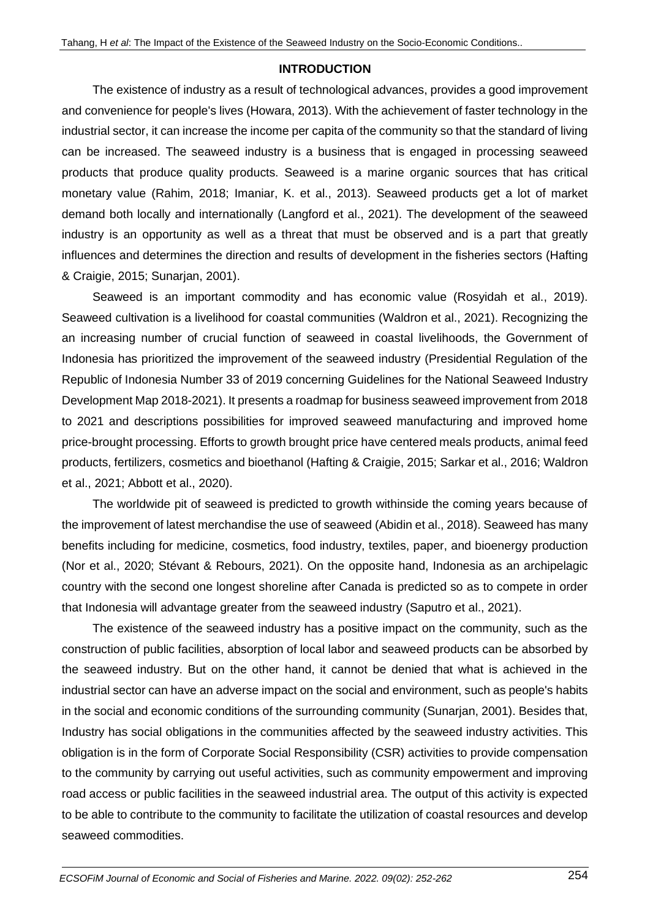## INTRODUCTION

The existence of industry as a result of technological advances, provides a good improvement and convenience for people's lives (Howara, 2013). With the achievement of faster technology in the industrial sector, it can increase the income per capita of the community so that the standard of living can be increased. The seaweed industry is a business that is engaged in processing seaweed products that produce quality products. Seaweed is a marine organic sources that has critical monetary value (Rahim, 2018; Imaniar, K. et al., 2013). Seaweed products get a lot of market demand both locally and internationally (Langford et al., 2021). The development of the seaweed industry is an opportunity as well as a threat that must be observed and is a part that greatly influences and determines the direction and results of development in the fisheries sectors (Hafting & Craigie, 2015; Sunarjan, 2001).

Seaweed is an important commodity and has economic value (Rosyidah et al., 2019). Seaweed cultivation is a livelihood for coastal communities (Waldron et al., 2021). Recognizing the an increasing number of crucial function of seaweed in coastal livelihoods, the Government of Indonesia has prioritized the improvement of the seaweed industry (Presidential Regulation of the Republic of Indonesia Number 33 of 2019 concerning Guidelines for the National Seaweed Industry Development Map 2018-2021). It presents a roadmap for business seaweed improvement from 2018 to 2021 and descriptions possibilities for improved seaweed manufacturing and improved home price-brought processing. Efforts to growth brought price have centered meals products, animal feed products, fertilizers, cosmetics and bioethanol (Hafting & Craigie, 2015; Sarkar et al., 2016; Waldron et al., 2021; Abbott et al., 2020).

The worldwide pit of seaweed is predicted to growth withinside the coming years because of the improvement of latest merchandise the use of seaweed (Abidin et al., 2018). Seaweed has many benefits including for medicine, cosmetics, food industry, textiles, paper, and bioenergy production (Nor et al., 2020; Stévant & Rebours, 2021). On the opposite hand, Indonesia as an archipelagic country with the second one longest shoreline after Canada is predicted so as to compete in order that Indonesia will advantage greater from the seaweed industry (Saputro et al., 2021).

The existence of the seaweed industry has a positive impact on the community, such as the construction of public facilities, absorption of local labor and seaweed products can be absorbed by the seaweed industry. But on the other hand, it cannot be denied that what is achieved in the industrial sector can have an adverse impact on the social and environment, such as people's habits in the social and economic conditions of the surrounding community (Sunarjan, 2001). Besides that, Industry has social obligations in the communities affected by the seaweed industry activities. This obligation is in the form of Corporate Social Responsibility (CSR) activities to provide compensation to the community by carrying out useful activities, such as community empowerment and improving road access or public facilities in the seaweed industrial area. The output of this activity is expected to be able to contribute to the community to facilitate the utilization of coastal resources and develop seaweed commodities.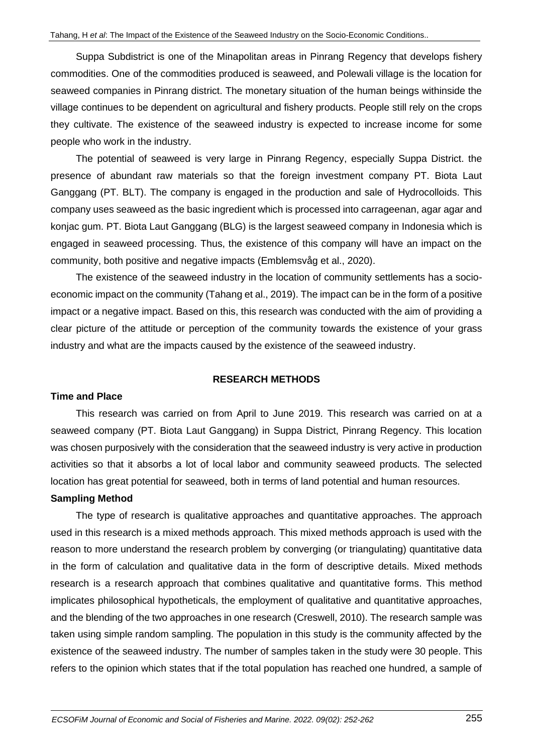Suppa Subdistrict is one of the Minapolitan areas in Pinrang Regency that develops fishery commodities. One of the commodities produced is seaweed, and Polewali village is the location for seaweed companies in Pinrang district. The monetary situation of the human beings withinside the village continues to be dependent on agricultural and fishery products. People still rely on the crops they cultivate. The existence of the seaweed industry is expected to increase income for some people who work in the industry.

The potential of seaweed is very large in Pinrang Regency, especially Suppa District. the presence of abundant raw materials so that the foreign investment company PT. Biota Laut Ganggang (PT. BLT). The company is engaged in the production and sale of Hydrocolloids. This company uses seaweed as the basic ingredient which is processed into carrageenan, agar agar and konjac gum. PT. Biota Laut Ganggang (BLG) is the largest seaweed company in Indonesia which is engaged in seaweed processing. Thus, the existence of this company will have an impact on the community, both positive and negative impacts (Emblemsvåg et al., 2020).

The existence of the seaweed industry in the location of community settlements has a socio-economic impact on the community (Tahang et al., 2019). The impact can be in the form of a positive impact or a negative impact. Based on this, this research was conducted with the aim of providing a clear picture of the attitude or perception of the community towards the existence of your grass industry and what are the impacts caused by the existence of the seaweed industry.

## RESEARCH METHODS

### Time and Place

This research was carried on from April to June 2019. This research was carried on at a seaweed company (PT. Biota Laut Ganggang) in Suppa District, Pinrang Regency. This location was chosen purposively with the consideration that the seaweed industry is very active in production activities so that it absorbs a lot of local labor and community seaweed products. The selected location has great potential for seaweed, both in terms of land potential and human resources.

### Sampling Method

The type of research is qualitative approaches and quantitative approaches. The approach used in this research is a mixed methods approach. This mixed methods approach is used with the reason to more understand the research problem by converging (or triangulating) quantitative data in the form of calculation and qualitative data in the form of descriptive details. Mixed methods research is a research approach that combines qualitative and quantitative forms. This method implicates philosophical hypotheticals, the employment of qualitative and quantitative approaches, and the blending of the two approaches in one research (Creswell, 2010). The research sample was taken using simple random sampling. The population in this study is the community affected by the existence of the seaweed industry. The number of samples taken in the study were 30 people. This refers to the opinion which states that if the total population has reached one hundred, a sample of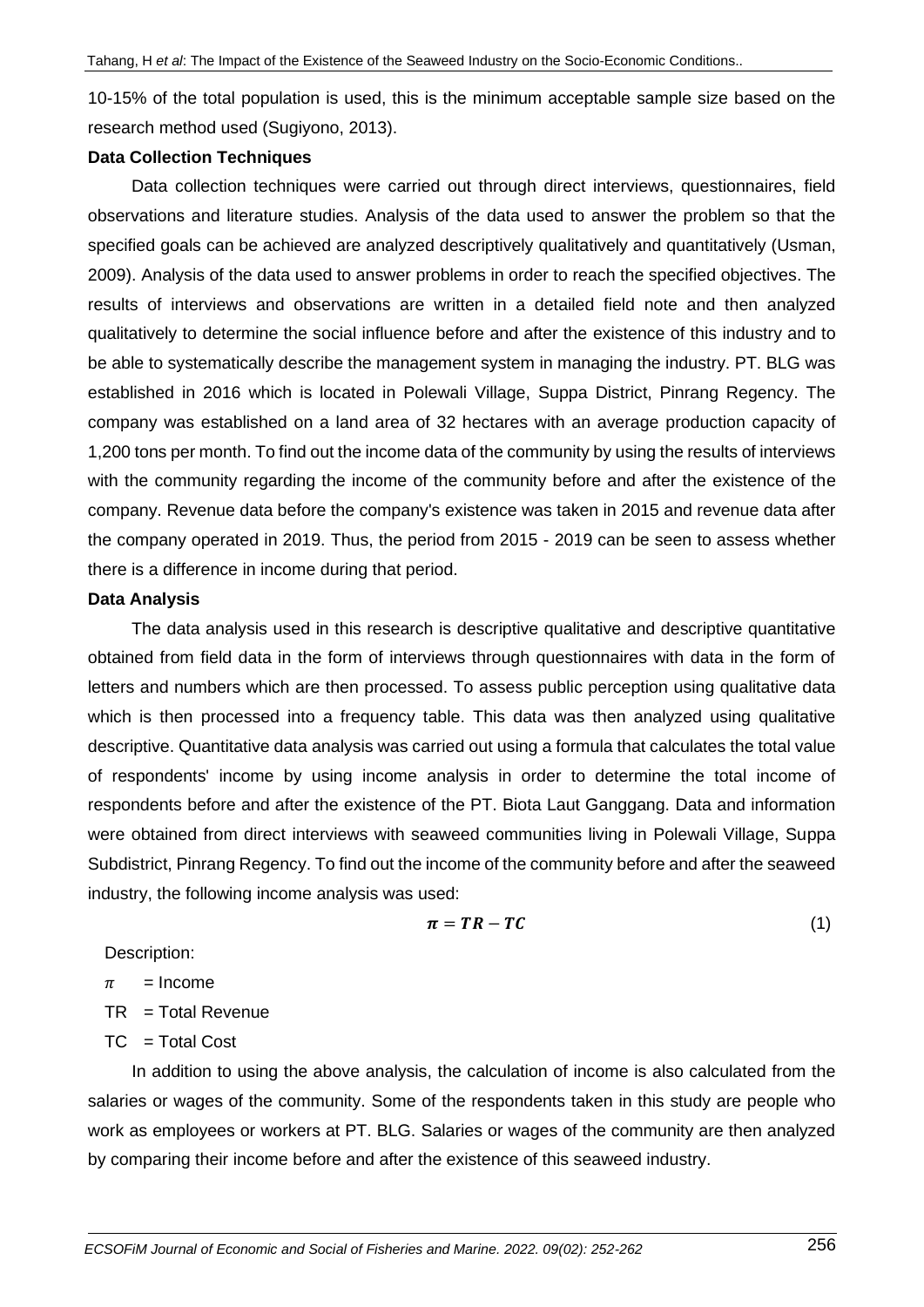10-15% of the total population is used, this is the minimum acceptable sample size based on the research method used (Sugiyono, 2013).

**Data Collection Techniques**

Data collection techniques were carried out through direct interviews, questionnaires, field observations and literature studies. Analysis of the data used to answer the problem so that the specified goals can be achieved are analyzed descriptively qualitatively and quantitatively (Usman, 2009). Analysis of the data used to answer problems in order to reach the specified objectives. The results of interviews and observations are written in a detailed field note and then analyzed qualitatively to determine the social influence before and after the existence of this industry and to be able to systematically describe the management system in managing the industry. PT. BLG was established in 2016 which is located in Polewali Village, Suppa District, Pinrang Regency. The company was established on a land area of 32 hectares with an average production capacity of 1,200 tons per month. To find out the income data of the community by using the results of interviews with the community regarding the income of the community before and after the existence of the company. Revenue data before the company's existence was taken in 2015 and revenue data after the company operated in 2019. Thus, the period from 2015 - 2019 can be seen to assess whether there is a difference in income during that period.

**Data Analysis**

The data analysis used in this research is descriptive qualitative and descriptive quantitative obtained from field data in the form of interviews through questionnaires with data in the form of letters and numbers which are then processed. To assess public perception using qualitative data which is then processed into a frequency table. This data was then analyzed using qualitative descriptive. Quantitative data analysis was carried out using a formula that calculates the total value of respondents' income by using income analysis in order to determine the total income of respondents before and after the existence of the PT. Biota Laut Ganggang. Data and information were obtained from direct interviews with seaweed communities living in Polewali Village, Suppa Subdistrict, Pinrang Regency. To find out the income of the community before and after the seaweed industry, the following income analysis was used:

$$\pi = TR - TC \tag{1}$$

Description:

$\pi$ = Income

TR = Total Revenue

TC = Total Cost

In addition to using the above analysis, the calculation of income is also calculated from the salaries or wages of the community. Some of the respondents taken in this study are people who work as employees or workers at PT. BLG. Salaries or wages of the community are then analyzed by comparing their income before and after the existence of this seaweed industry.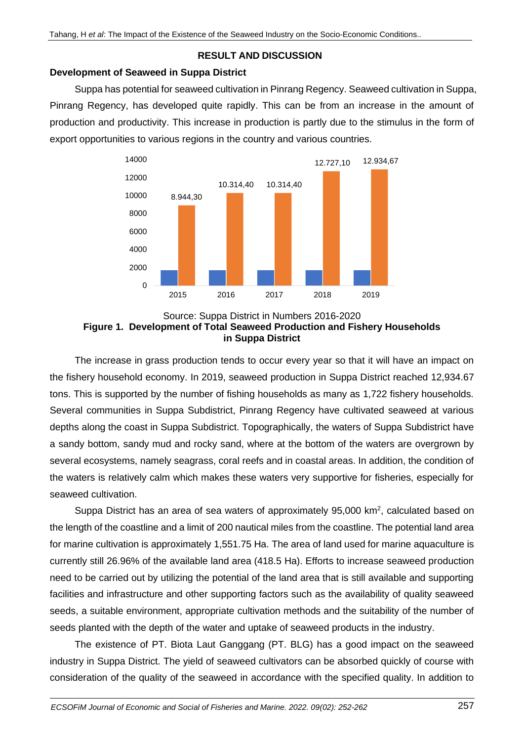## RESULT AND DISCUSSION

### Development of Seaweed in Suppa District

Suppa has potential for seaweed cultivation in Pinrang Regency. Seaweed cultivation in Suppa, Pinrang Regency, has developed quite rapidly. This can be from an increase in the amount of production and productivity. This increase in production is partly due to the stimulus in the form of export opportunities to various regions in the country and various countries.

Source: Suppa District in Numbers 2016-2020

**Figure 1. Development of Total Seaweed Production and Fishery Households in Suppa District**

The increase in grass production tends to occur every year so that it will have an impact on the fishery household economy. In 2019, seaweed production in Suppa District reached 12,934.67 tons. This is supported by the number of fishing households as many as 1,722 fishery households. Several communities in Suppa Subdistrict, Pinrang Regency have cultivated seaweed at various depths along the coast in Suppa Subdistrict. Topographically, the waters of Suppa Subdistrict have a sandy bottom, sandy mud and rocky sand, where at the bottom of the waters are overgrown by several ecosystems, namely seagrass, coral reefs and in coastal areas. In addition, the condition of the waters is relatively calm which makes these waters very supportive for fisheries, especially for seaweed cultivation.

Suppa District has an area of sea waters of approximately 95,000 km$^2$, calculated based on the length of the coastline and a limit of 200 nautical miles from the coastline. The potential land area for marine cultivation is approximately 1,551.75 Ha. The area of land used for marine aquaculture is currently still 26.96% of the available land area (418.5 Ha). Efforts to increase seaweed production need to be carried out by utilizing the potential of the land area that is still available and supporting facilities and infrastructure and other supporting factors such as the availability of quality seaweed seeds, a suitable environment, appropriate cultivation methods and the suitability of the number of seeds planted with the depth of the water and uptake of seaweed products in the industry.

The existence of PT. Biota Laut Ganggang (PT. BLG) has a good impact on the seaweed industry in Suppa District. The yield of seaweed cultivators can be absorbed quickly of course with consideration of the quality of the seaweed in accordance with the specified quality. In addition to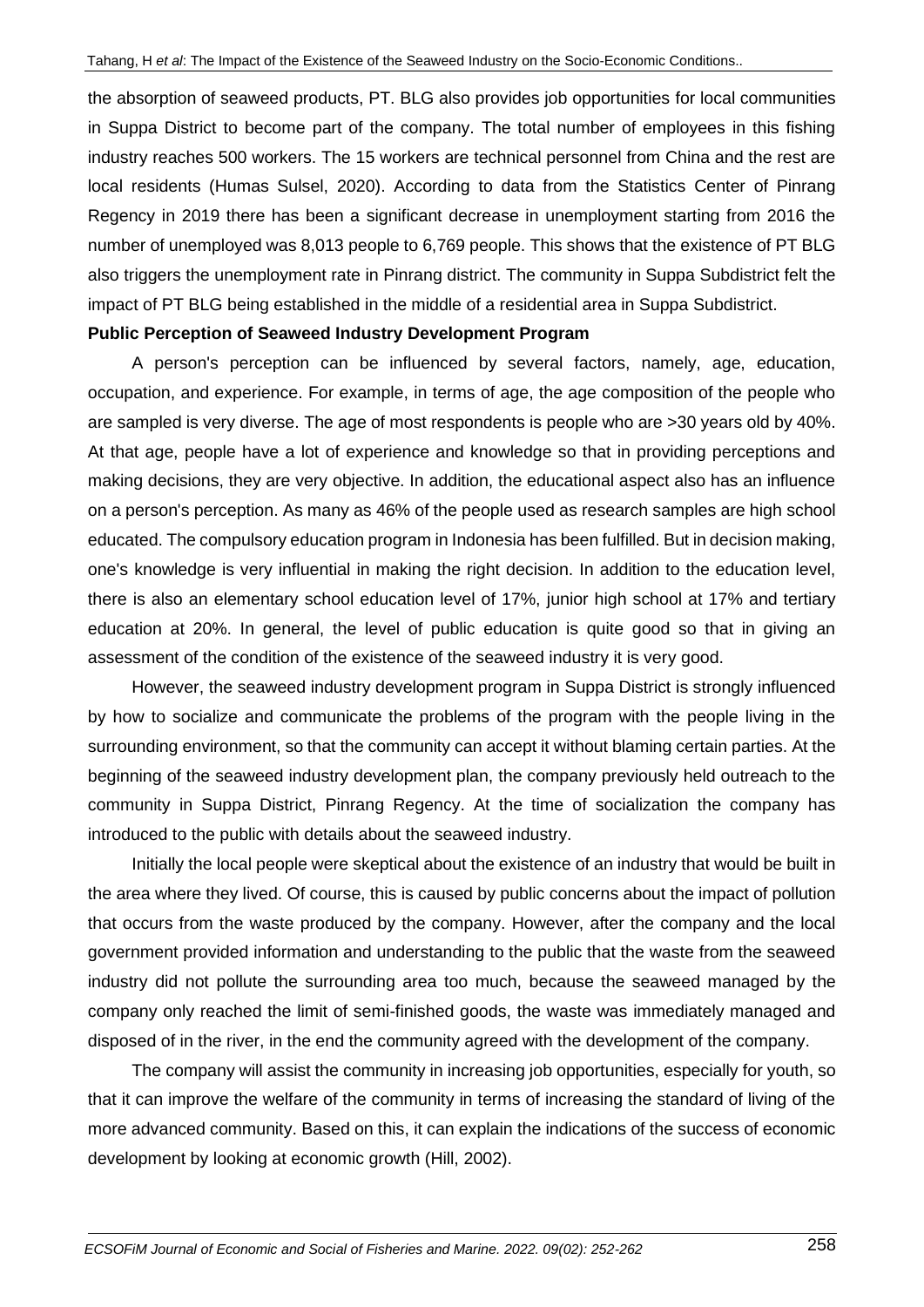the absorption of seaweed products, PT. BLG also provides job opportunities for local communities in Suppa District to become part of the company. The total number of employees in this fishing industry reaches 500 workers. The 15 workers are technical personnel from China and the rest are local residents (Humas Sulsel, 2020). According to data from the Statistics Center of Pinrang Regency in 2019 there has been a significant decrease in unemployment starting from 2016 the number of unemployed was 8,013 people to 6,769 people. This shows that the existence of PT BLG also triggers the unemployment rate in Pinrang district. The community in Suppa Subdistrict felt the impact of PT BLG being established in the middle of a residential area in Suppa Subdistrict.

**Public Perception of Seaweed Industry Development Program**

A person's perception can be influenced by several factors, namely, age, education, occupation, and experience. For example, in terms of age, the age composition of the people who are sampled is very diverse. The age of most respondents is people who are >30 years old by 40%. At that age, people have a lot of experience and knowledge so that in providing perceptions and making decisions, they are very objective. In addition, the educational aspect also has an influence on a person's perception. As many as 46% of the people used as research samples are high school educated. The compulsory education program in Indonesia has been fulfilled. But in decision making, one's knowledge is very influential in making the right decision. In addition to the education level, there is also an elementary school education level of 17%, junior high school at 17% and tertiary education at 20%. In general, the level of public education is quite good so that in giving an assessment of the condition of the existence of the seaweed industry it is very good.

However, the seaweed industry development program in Suppa District is strongly influenced by how to socialize and communicate the problems of the program with the people living in the surrounding environment, so that the community can accept it without blaming certain parties. At the beginning of the seaweed industry development plan, the company previously held outreach to the community in Suppa District, Pinrang Regency. At the time of socialization the company has introduced to the public with details about the seaweed industry.

Initially the local people were skeptical about the existence of an industry that would be built in the area where they lived. Of course, this is caused by public concerns about the impact of pollution that occurs from the waste produced by the company. However, after the company and the local government provided information and understanding to the public that the waste from the seaweed industry did not pollute the surrounding area too much, because the seaweed managed by the company only reached the limit of semi-finished goods, the waste was immediately managed and disposed of in the river, in the end the community agreed with the development of the company.

The company will assist the community in increasing job opportunities, especially for youth, so that it can improve the welfare of the community in terms of increasing the standard of living of the more advanced community. Based on this, it can explain the indications of the success of economic development by looking at economic growth (Hill, 2002).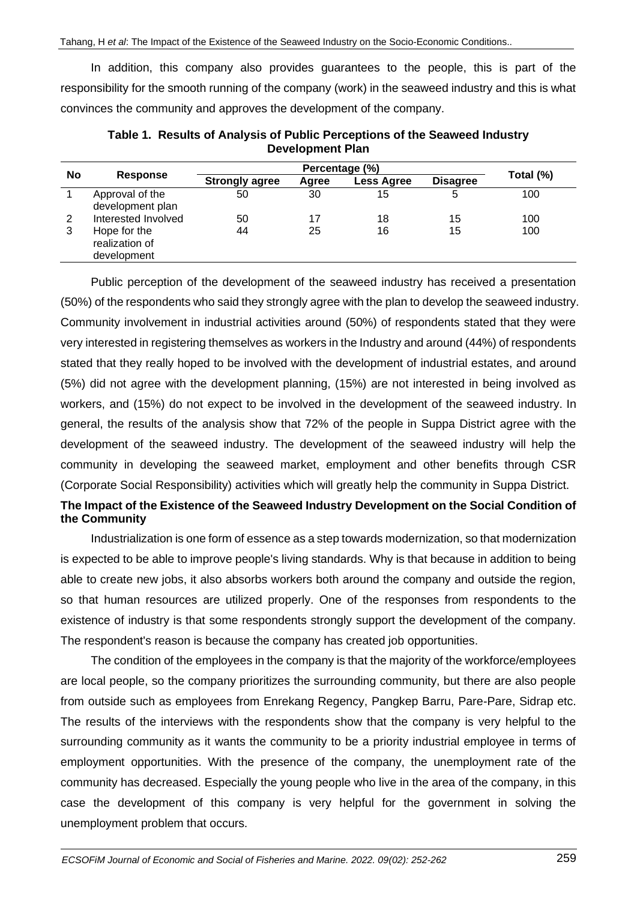In addition, this company also provides guarantees to the people, this is part of the responsibility for the smooth running of the company (work) in the seaweed industry and this is what convinces the community and approves the development of the company.

**Table 1. Results of Analysis of Public Perceptions of the Seaweed Industry Development Plan**

| No | Response | Percentage (%) | | | | Total (%) |
|---|---|---|---|---|---|---|
| | | Strongly agree | Agree | Less Agree | Disagree | |
| 1 | Approval of the development plan | 50 | 30 | 15 | 5 | 100 |
| 2 | Interested Involved | 50 | 17 | 18 | 15 | 100 |
| 3 | Hope for the realization of development | 44 | 25 | 16 | 15 | 100 |

Public perception of the development of the seaweed industry has received a presentation (50%) of the respondents who said they strongly agree with the plan to develop the seaweed industry. Community involvement in industrial activities around (50%) of respondents stated that they were very interested in registering themselves as workers in the Industry and around (44%) of respondents stated that they really hoped to be involved with the development of industrial estates, and around (5%) did not agree with the development planning, (15%) are not interested in being involved as workers, and (15%) do not expect to be involved in the development of the seaweed industry. In general, the results of the analysis show that 72% of the people in Suppa District agree with the development of the seaweed industry. The development of the seaweed industry will help the community in developing the seaweed market, employment and other benefits through CSR (Corporate Social Responsibility) activities which will greatly help the community in Suppa District.

**The Impact of the Existence of the Seaweed Industry Development on the Social Condition of the Community**

Industrialization is one form of essence as a step towards modernization, so that modernization is expected to be able to improve people's living standards. Why is that because in addition to being able to create new jobs, it also absorbs workers both around the company and outside the region, so that human resources are utilized properly. One of the responses from respondents to the existence of industry is that some respondents strongly support the development of the company. The respondent's reason is because the company has created job opportunities.

The condition of the employees in the company is that the majority of the workforce/employees are local people, so the company prioritizes the surrounding community, but there are also people from outside such as employees from Enrekang Regency, Pangkep Barru, Pare-Pare, Sidrap etc. The results of the interviews with the respondents show that the company is very helpful to the surrounding community as it wants the community to be a priority industrial employee in terms of employment opportunities. With the presence of the company, the unemployment rate of the community has decreased. Especially the young people who live in the area of the company, in this case the development of this company is very helpful for the government in solving the unemployment problem that occurs.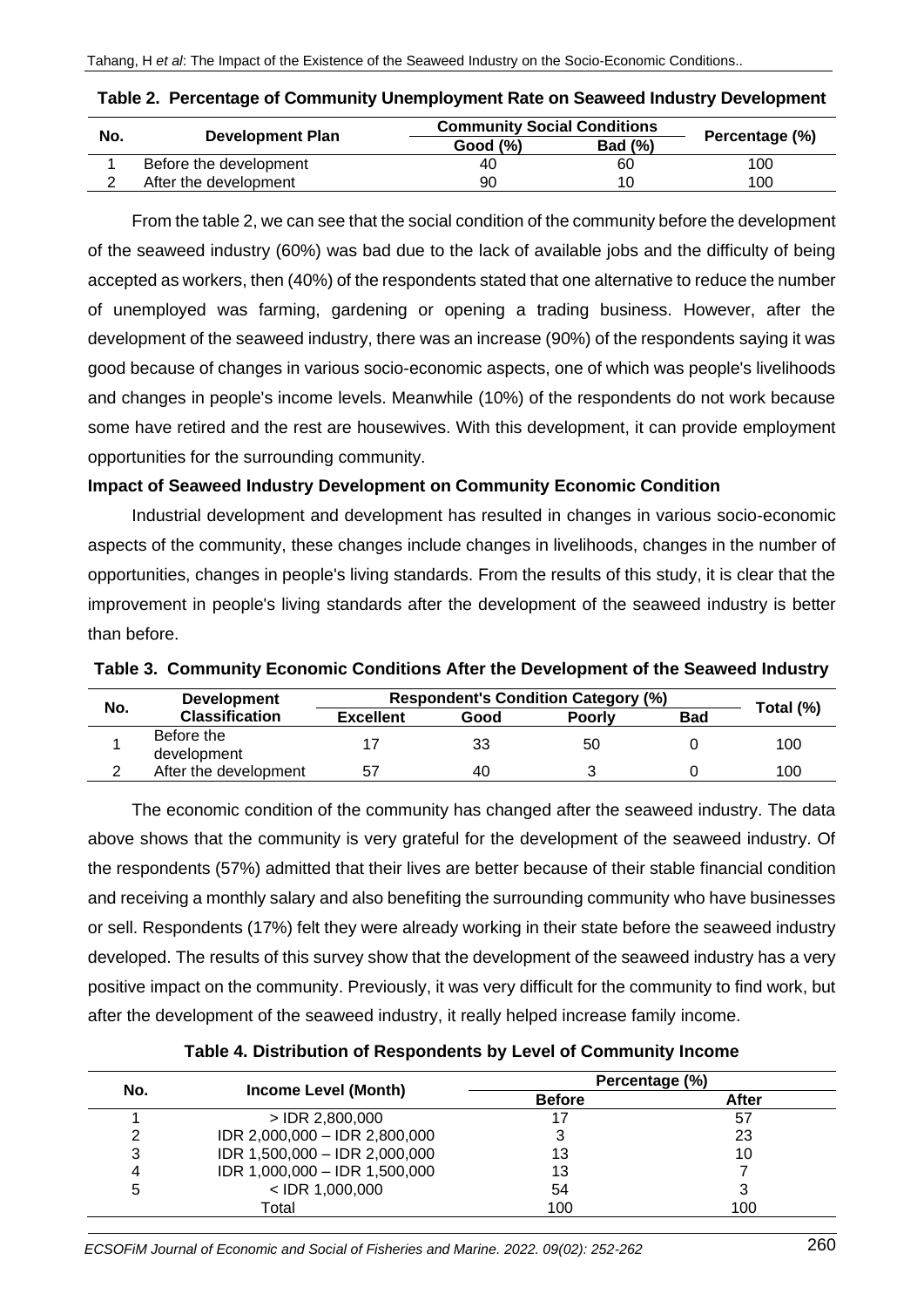**Table 2. Percentage of Community Unemployment Rate on Seaweed Industry Development**

| No. | Development Plan | Community Social Conditions | | Percentage (%) |
|---|---|---|---|---|
| | | Good (%) | Bad (%) | |
| 1 | Before the development | 40 | 60 | 100 |
| 2 | After the development | 90 | 10 | 100 |

From the table 2, we can see that the social condition of the community before the development of the seaweed industry (60%) was bad due to the lack of available jobs and the difficulty of being accepted as workers, then (40%) of the respondents stated that one alternative to reduce the number of unemployed was farming, gardening or opening a trading business. However, after the development of the seaweed industry, there was an increase (90%) of the respondents saying it was good because of changes in various socio-economic aspects, one of which was people's livelihoods and changes in people's income levels. Meanwhile (10%) of the respondents do not work because some have retired and the rest are housewives. With this development, it can provide employment opportunities for the surrounding community.

**Impact of Seaweed Industry Development on Community Economic Condition**

Industrial development and development has resulted in changes in various socio-economic aspects of the community, these changes include changes in livelihoods, changes in the number of opportunities, changes in people's living standards. From the results of this study, it is clear that the improvement in people's living standards after the development of the seaweed industry is better than before.

**Table 3. Community Economic Conditions After the Development of the Seaweed Industry**

| No. | Development Classification | Respondent's Condition Category (%) | | | | Total (%) |
|---|---|---|---|---|---|---|
| | | Excellent | Good | Poorly | Bad | |
| 1 | Before the development | 17 | 33 | 50 | 0 | 100 |
| 2 | After the development | 57 | 40 | 3 | 0 | 100 |

The economic condition of the community has changed after the seaweed industry. The data above shows that the community is very grateful for the development of the seaweed industry. Of the respondents (57%) admitted that their lives are better because of their stable financial condition and receiving a monthly salary and also benefiting the surrounding community who have businesses or sell. Respondents (17%) felt they were already working in their state before the seaweed industry developed. The results of this survey show that the development of the seaweed industry has a very positive impact on the community. Previously, it was very difficult for the community to find work, but after the development of the seaweed industry, it really helped increase family income.

**Table 4. Distribution of Respondents by Level of Community Income**

| No. | Income Level (Month) | Percentage (%) | |
|---|---|---|---|
| | | Before | After |
| 1 | > IDR 2,800,000 | 17 | 57 |
| 2 | IDR 2,000,000 – IDR 2,800,000 | 3 | 23 |
| 3 | IDR 1,500,000 – IDR 2,000,000 | 13 | 10 |
| 4 | IDR 1,000,000 – IDR 1,500,000 | 13 | 7 |
| 5 | < IDR 1,000,000 | 54 | 3 |
| | Total | 100 | 100 |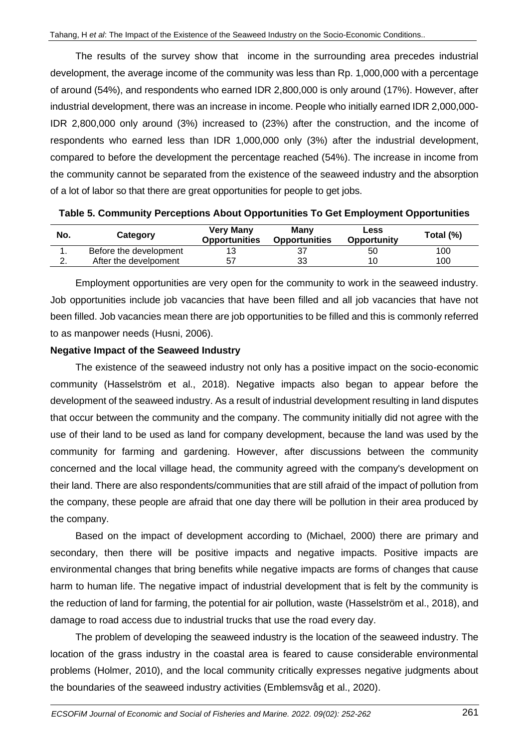The results of the survey show that income in the surrounding area precedes industrial development, the average income of the community was less than Rp. 1,000,000 with a percentage of around (54%), and respondents who earned IDR 2,800,000 is only around (17%). However, after industrial development, there was an increase in income. People who initially earned IDR 2,000,000-IDR 2,800,000 only around (3%) increased to (23%) after the construction, and the income of respondents who earned less than IDR 1,000,000 only (3%) after the industrial development, compared to before the development the percentage reached (54%). The increase in income from the community cannot be separated from the existence of the seaweed industry and the absorption of a lot of labor so that there are great opportunities for people to get jobs.

**Table 5. Community Perceptions About Opportunities To Get Employment Opportunities**

| No. | Category | Very Many Opportunities | Many Opportunities | Less Opportunity | Total (%) |
|---|---|---|---|---|---|
| 1. | Before the development | 13 | 37 | 50 | 100 |
| 2. | After the develpoment | 57 | 33 | 10 | 100 |

Employment opportunities are very open for the community to work in the seaweed industry. Job opportunities include job vacancies that have been filled and all job vacancies that have not been filled. Job vacancies mean there are job opportunities to be filled and this is commonly referred to as manpower needs (Husni, 2006).

**Negative Impact of the Seaweed Industry**

The existence of the seaweed industry not only has a positive impact on the socio-economic community (Hasselström et al., 2018). Negative impacts also began to appear before the development of the seaweed industry. As a result of industrial development resulting in land disputes that occur between the community and the company. The community initially did not agree with the use of their land to be used as land for company development, because the land was used by the community for farming and gardening. However, after discussions between the community concerned and the local village head, the community agreed with the company's development on their land. There are also respondents/communities that are still afraid of the impact of pollution from the company, these people are afraid that one day there will be pollution in their area produced by the company.

Based on the impact of development according to (Michael, 2000) there are primary and secondary, then there will be positive impacts and negative impacts. Positive impacts are environmental changes that bring benefits while negative impacts are forms of changes that cause harm to human life. The negative impact of industrial development that is felt by the community is the reduction of land for farming, the potential for air pollution, waste (Hasselström et al., 2018), and damage to road access due to industrial trucks that use the road every day.

The problem of developing the seaweed industry is the location of the seaweed industry. The location of the grass industry in the coastal area is feared to cause considerable environmental problems (Holmer, 2010), and the local community critically expresses negative judgments about the boundaries of the seaweed industry activities (Emblemsvåg et al., 2020).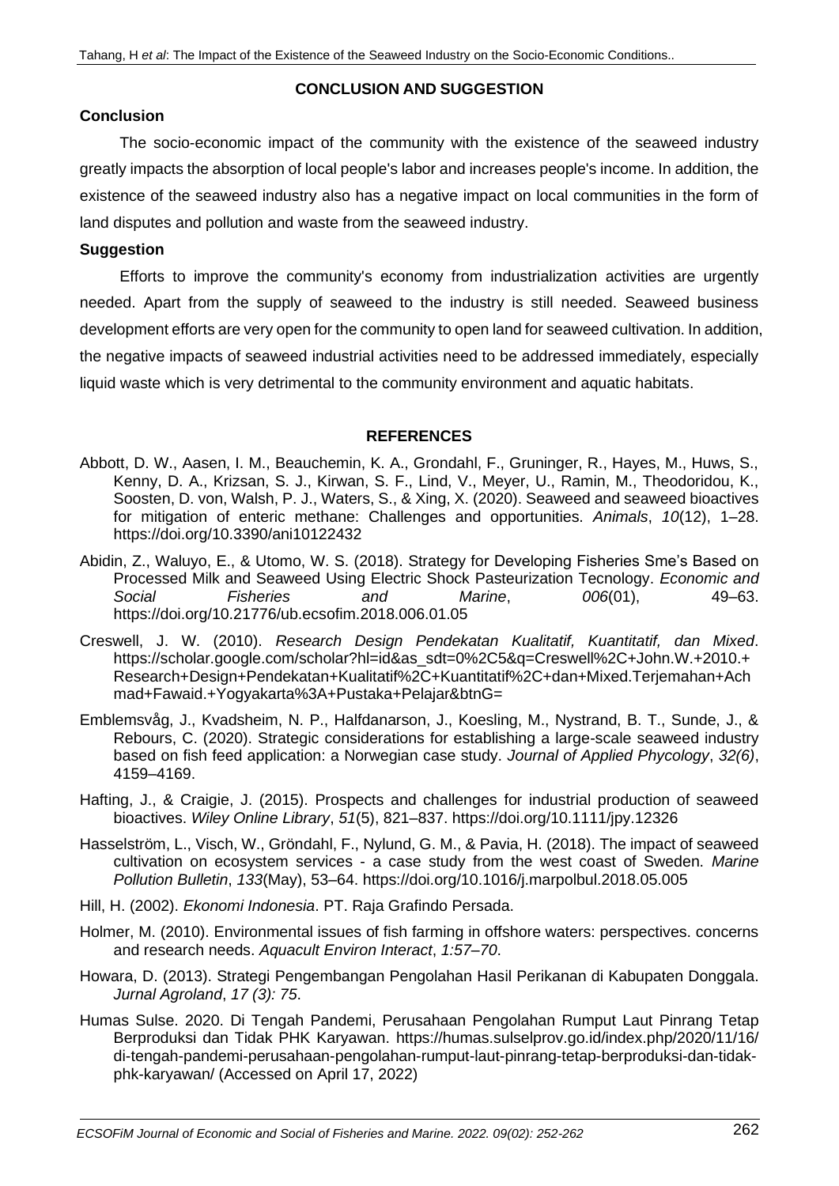## CONCLUSION AND SUGGESTION

### Conclusion

The socio-economic impact of the community with the existence of the seaweed industry greatly impacts the absorption of local people's labor and increases people's income. In addition, the existence of the seaweed industry also has a negative impact on local communities in the form of land disputes and pollution and waste from the seaweed industry.

### Suggestion

Efforts to improve the community's economy from industrialization activities are urgently needed. Apart from the supply of seaweed to the industry is still needed. Seaweed business development efforts are very open for the community to open land for seaweed cultivation. In addition, the negative impacts of seaweed industrial activities need to be addressed immediately, especially liquid waste which is very detrimental to the community environment and aquatic habitats.

## REFERENCES

Abbott, D. W., Aasen, I. M., Beauchemin, K. A., Grondahl, F., Gruninger, R., Hayes, M., Huws, S., Kenny, D. A., Krizsan, S. J., Kirwan, S. F., Lind, V., Meyer, U., Ramin, M., Theodoridou, K., Soosten, D. von, Walsh, P. J., Waters, S., & Xing, X. (2020). Seaweed and seaweed bioactives for mitigation of enteric methane: Challenges and opportunities. *Animals*, *10*(12), 1–28. https://doi.org/10.3390/ani10122432

Abidin, Z., Waluyo, E., & Utomo, W. S. (2018). Strategy for Developing Fisheries Sme's Based on Processed Milk and Seaweed Using Electric Shock Pasteurization Tecnology. *Economic and Social Fisheries and Marine*, *006*(01), 49–63. https://doi.org/10.21776/ub.ecsofim.2018.006.01.05

Creswell, J. W. (2010). *Research Design Pendekatan Kualitatif, Kuantitatif, dan Mixed*. https://scholar.google.com/scholar?hl=id&as_sdt=0%2C5&q=Creswell%2C+John.W.+2010.+Research+Design+Pendekatan+Kualitatif%2C+Kuantitatif%2C+dan+Mixed.Terjemahan+Achmad+Fawaid.+Yogyakarta%3A+Pustaka+Pelajar&btnG=

Emblemsvåg, J., Kvadsheim, N. P., Halfdanarson, J., Koesling, M., Nystrand, B. T., Sunde, J., & Rebours, C. (2020). Strategic considerations for establishing a large-scale seaweed industry based on fish feed application: a Norwegian case study. *Journal of Applied Phycology*, *32(6)*, 4159–4169.

Hafting, J., & Craigie, J. (2015). Prospects and challenges for industrial production of seaweed bioactives. *Wiley Online Library*, *51*(5), 821–837. https://doi.org/10.1111/jpy.12326

Hasselström, L., Visch, W., Gröndahl, F., Nylund, G. M., & Pavia, H. (2018). The impact of seaweed cultivation on ecosystem services - a case study from the west coast of Sweden. *Marine Pollution Bulletin*, *133*(May), 53–64. https://doi.org/10.1016/j.marpolbul.2018.05.005

Hill, H. (2002). *Ekonomi Indonesia*. PT. Raja Grafindo Persada.

Holmer, M. (2010). Environmental issues of fish farming in offshore waters: perspectives. concerns and research needs. *Aquacult Environ Interact*, *1:57–70*.

Howara, D. (2013). Strategi Pengembangan Pengolahan Hasil Perikanan di Kabupaten Donggala. *Jurnal Agroland*, *17 (3): 75*.

Humas Sulse. 2020. Di Tengah Pandemi, Perusahaan Pengolahan Rumput Laut Pinrang Tetap Berproduksi dan Tidak PHK Karyawan. https://humas.sulselprov.go.id/index.php/2020/11/16/di-tengah-pandemi-perusahaan-pengolahan-rumput-laut-pinrang-tetap-berproduksi-dan-tidak-phk-karyawan/ (Accessed on April 17, 2022)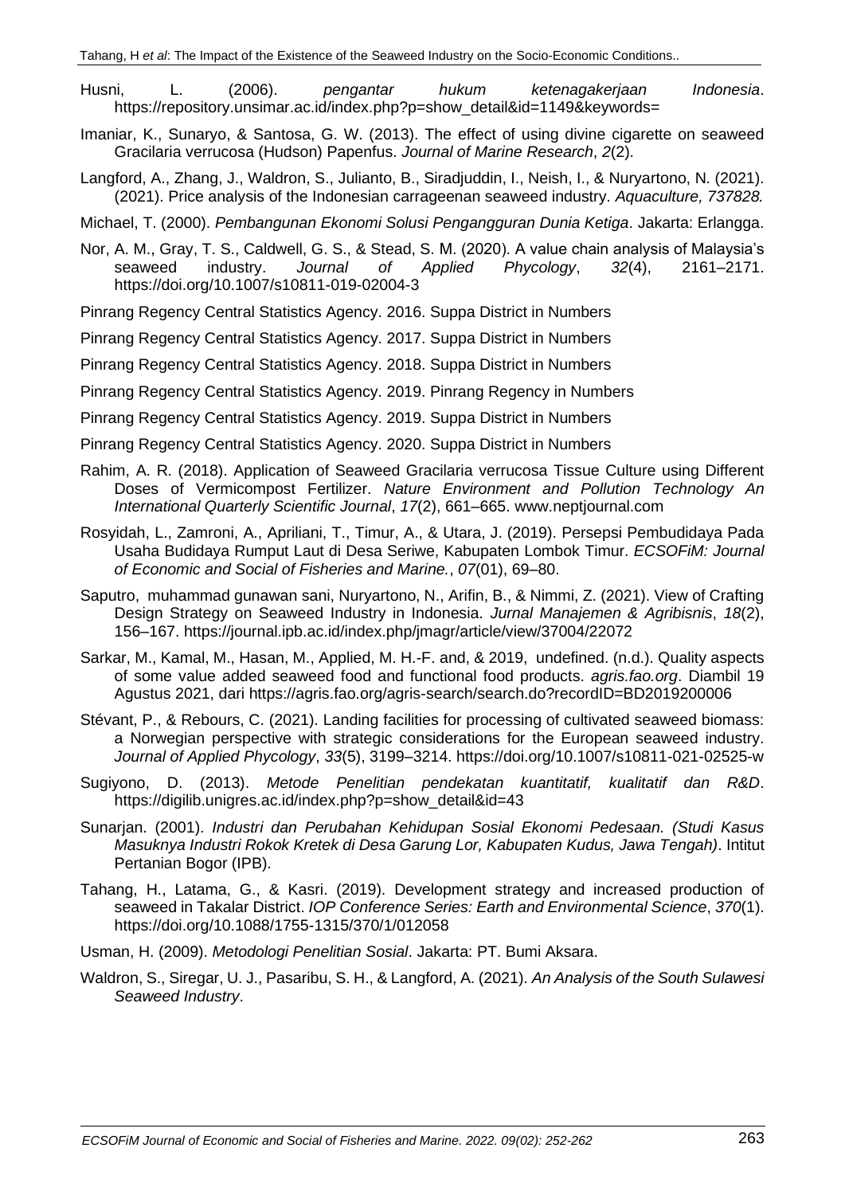Husni, L. (2006). *pengantar hukum ketenagakerjaan Indonesia*. https://repository.unsimar.ac.id/index.php?p=show_detail&id=1149&keywords=

Imaniar, K., Sunaryo, & Santosa, G. W. (2013). The effect of using divine cigarette on seaweed Gracilaria verrucosa (Hudson) Papenfus. *Journal of Marine Research*, *2*(2).

Langford, A., Zhang, J., Waldron, S., Julianto, B., Siradjuddin, I., Neish, I., & Nuryartono, N. (2021). (2021). Price analysis of the Indonesian carrageenan seaweed industry. *Aquaculture, 737828.*

Michael, T. (2000). *Pembangunan Ekonomi Solusi Pengangguran Dunia Ketiga*. Jakarta: Erlangga.

Nor, A. M., Gray, T. S., Caldwell, G. S., & Stead, S. M. (2020). A value chain analysis of Malaysia's seaweed industry. *Journal of Applied Phycology*, *32*(4), 2161–2171. https://doi.org/10.1007/s10811-019-02004-3

Pinrang Regency Central Statistics Agency. 2016. Suppa District in Numbers

Pinrang Regency Central Statistics Agency. 2017. Suppa District in Numbers

Pinrang Regency Central Statistics Agency. 2018. Suppa District in Numbers

Pinrang Regency Central Statistics Agency. 2019. Pinrang Regency in Numbers

Pinrang Regency Central Statistics Agency. 2019. Suppa District in Numbers

Pinrang Regency Central Statistics Agency. 2020. Suppa District in Numbers

Rahim, A. R. (2018). Application of Seaweed Gracilaria verrucosa Tissue Culture using Different Doses of Vermicompost Fertilizer. *Nature Environment and Pollution Technology An International Quarterly Scientific Journal*, *17*(2), 661–665. www.neptjournal.com

Rosyidah, L., Zamroni, A., Apriliani, T., Timur, A., & Utara, J. (2019). Persepsi Pembudidaya Pada Usaha Budidaya Rumput Laut di Desa Seriwe, Kabupaten Lombok Timur. *ECSOFiM: Journal of Economic and Social of Fisheries and Marine.*, *07*(01), 69–80.

Saputro, muhammad gunawan sani, Nuryartono, N., Arifin, B., & Nimmi, Z. (2021). View of Crafting Design Strategy on Seaweed Industry in Indonesia. *Jurnal Manajemen & Agribisnis*, *18*(2), 156–167. https://journal.ipb.ac.id/index.php/jmagr/article/view/37004/22072

Sarkar, M., Kamal, M., Hasan, M., Applied, M. H.-F. and, & 2019, undefined. (n.d.). Quality aspects of some value added seaweed food and functional food products. *agris.fao.org*. Diambil 19 Agustus 2021, dari https://agris.fao.org/agris-search/search.do?recordID=BD2019200006

Stévant, P., & Rebours, C. (2021). Landing facilities for processing of cultivated seaweed biomass: a Norwegian perspective with strategic considerations for the European seaweed industry. *Journal of Applied Phycology*, *33*(5), 3199–3214. https://doi.org/10.1007/s10811-021-02525-w

Sugiyono, D. (2013). *Metode Penelitian pendekatan kuantitatif, kualitatif dan R&D*. https://digilib.unigres.ac.id/index.php?p=show_detail&id=43

Sunarjan. (2001). *Industri dan Perubahan Kehidupan Sosial Ekonomi Pedesaan. (Studi Kasus Masuknya Industri Rokok Kretek di Desa Garung Lor, Kabupaten Kudus, Jawa Tengah)*. Intitut Pertanian Bogor (IPB).

Tahang, H., Latama, G., & Kasri. (2019). Development strategy and increased production of seaweed in Takalar District. *IOP Conference Series: Earth and Environmental Science*, *370*(1). https://doi.org/10.1088/1755-1315/370/1/012058

Usman, H. (2009). *Metodologi Penelitian Sosial*. Jakarta: PT. Bumi Aksara.

Waldron, S., Siregar, U. J., Pasaribu, S. H., & Langford, A. (2021). *An Analysis of the South Sulawesi Seaweed Industry*.